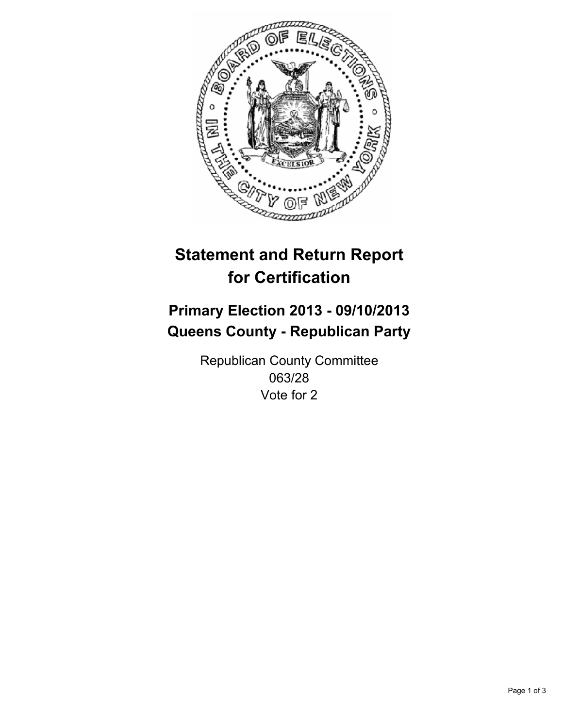# Statement and Return Report for Certification

## Primary Election 2013 - 09/10/2013
## Queens County - Republican Party

Republican County Committee
063/28
Vote for 2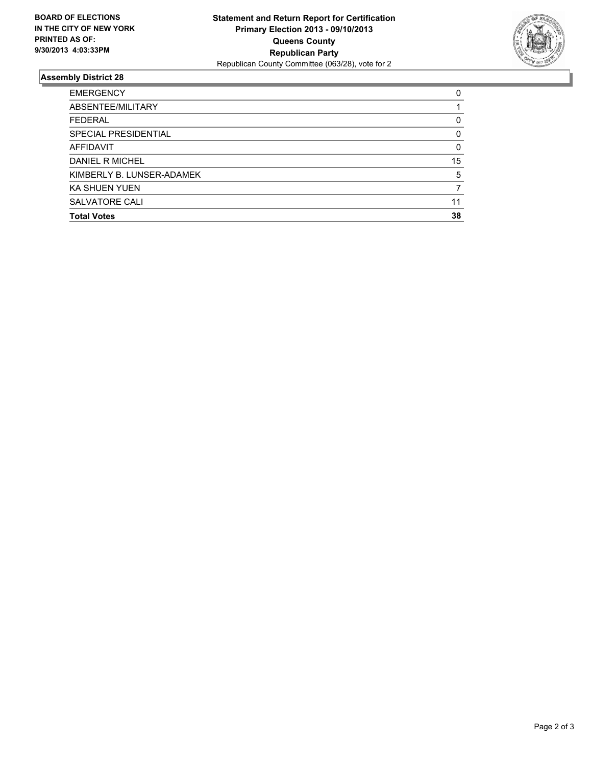**BOARD OF ELECTIONS IN THE CITY OF NEW YORK PRINTED AS OF: 9/30/2013 4:03:33PM**

**Statement and Return Report for Certification**
**Primary Election 2013 - 09/10/2013**
**Queens County**
**Republican Party**
Republican County Committee (063/28), vote for 2

### Assembly District 28

| | |
|---|---|
| EMERGENCY | 0 |
| ABSENTEE/MILITARY | 1 |
| FEDERAL | 0 |
| SPECIAL PRESIDENTIAL | 0 |
| AFFIDAVIT | 0 |
| DANIEL R MICHEL | 15 |
| KIMBERLY B. LUNSER-ADAMEK | 5 |
| KA SHUEN YUEN | 7 |
| SALVATORE CALI | 11 |
| **Total Votes** | **38** |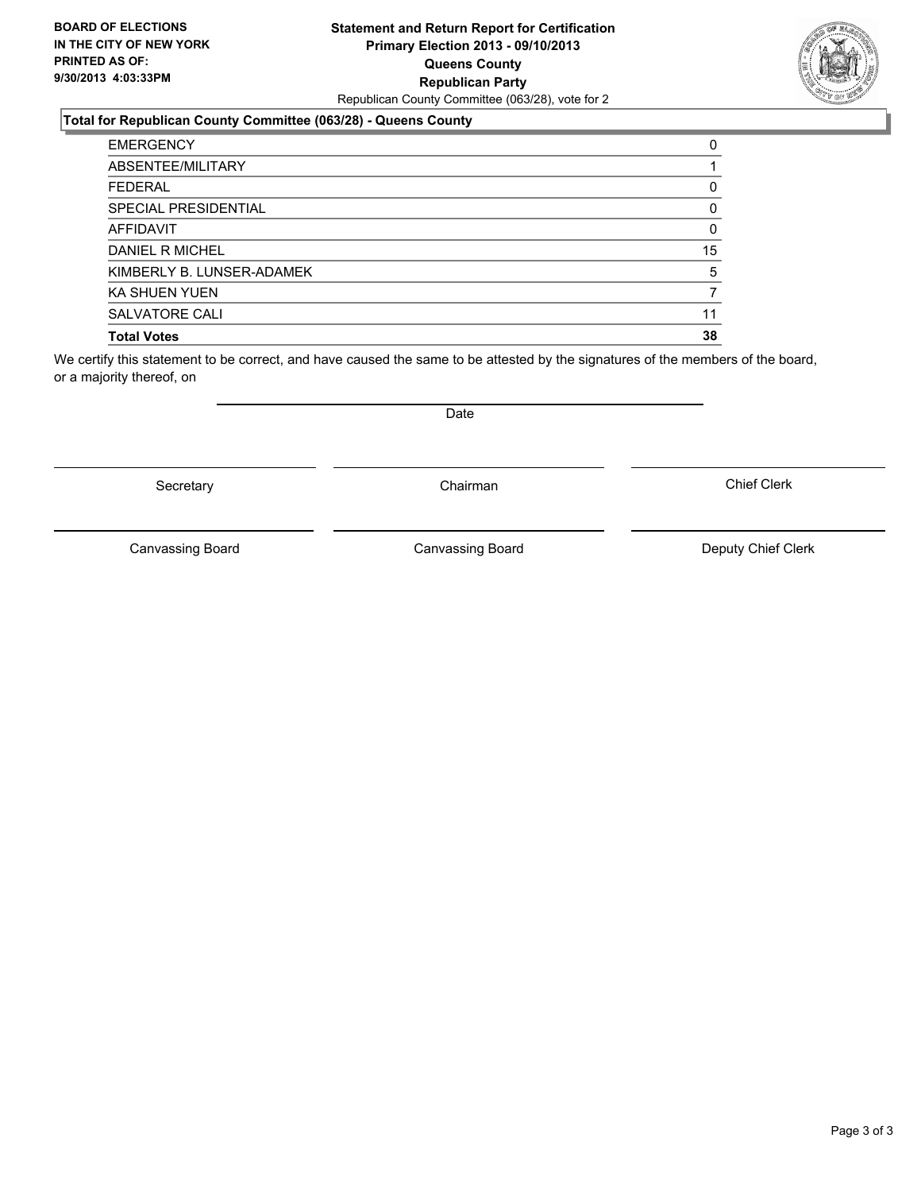**BOARD OF ELECTIONS IN THE CITY OF NEW YORK PRINTED AS OF: 9/30/2013 4:03:33PM**

**Statement and Return Report for Certification**
**Primary Election 2013 - 09/10/2013**
**Queens County**
**Republican Party**
Republican County Committee (063/28), vote for 2

**Total for Republican County Committee (063/28) - Queens County**

| | |
|---|---|
| EMERGENCY | 0 |
| ABSENTEE/MILITARY | 1 |
| FEDERAL | 0 |
| SPECIAL PRESIDENTIAL | 0 |
| AFFIDAVIT | 0 |
| DANIEL R MICHEL | 15 |
| KIMBERLY B. LUNSER-ADAMEK | 5 |
| KA SHUEN YUEN | 7 |
| SALVATORE CALI | 11 |
| **Total Votes** | **38** |

We certify this statement to be correct, and have caused the same to be attested by the signatures of the members of the board, or a majority thereof, on

Date

Secretary | Chairman | Chief Clerk

Canvassing Board | Canvassing Board | Deputy Chief Clerk